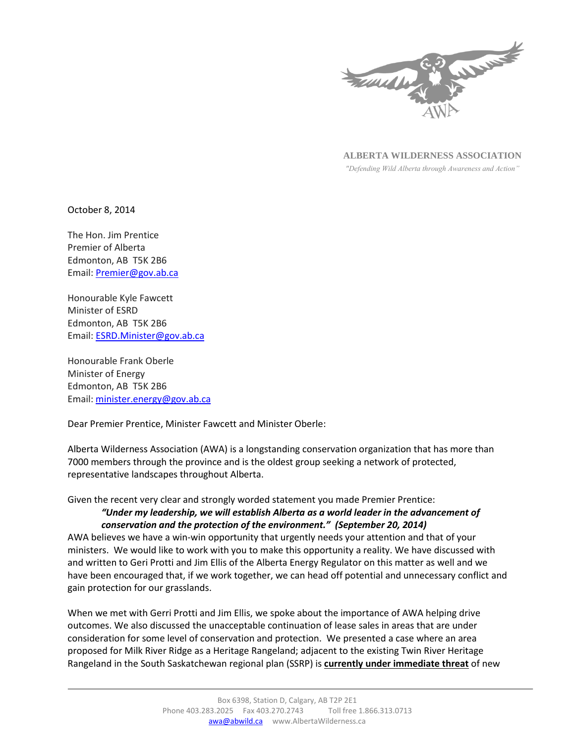**ALBERTA WILDERNESS ASSOCIATION**

*"Defending Wild Alberta through Awareness and Action"*

October 8, 2014

The Hon. Jim Prentice
Premier of Alberta
Edmonton, AB T5K 2B6
Email: Premier@gov.ab.ca

Honourable Kyle Fawcett
Minister of ESRD
Edmonton, AB T5K 2B6
Email: ESRD.Minister@gov.ab.ca

Honourable Frank Oberle
Minister of Energy
Edmonton, AB T5K 2B6
Email: minister.energy@gov.ab.ca

Dear Premier Prentice, Minister Fawcett and Minister Oberle:

Alberta Wilderness Association (AWA) is a longstanding conservation organization that has more than 7000 members through the province and is the oldest group seeking a network of protected, representative landscapes throughout Alberta.

Given the recent very clear and strongly worded statement you made Premier Prentice:

> ***"Under my leadership, we will establish Alberta as a world leader in the advancement of conservation and the protection of the environment." (September 20, 2014)***

AWA believes we have a win-win opportunity that urgently needs your attention and that of your ministers. We would like to work with you to make this opportunity a reality. We have discussed with and written to Geri Protti and Jim Ellis of the Alberta Energy Regulator on this matter as well and we have been encouraged that, if we work together, we can head off potential and unnecessary conflict and gain protection for our grasslands.

When we met with Gerri Protti and Jim Ellis, we spoke about the importance of AWA helping drive outcomes. We also discussed the unacceptable continuation of lease sales in areas that are under consideration for some level of conservation and protection. We presented a case where an area proposed for Milk River Ridge as a Heritage Rangeland; adjacent to the existing Twin River Heritage Rangeland in the South Saskatchewan regional plan (SSRP) is **currently under immediate threat** of new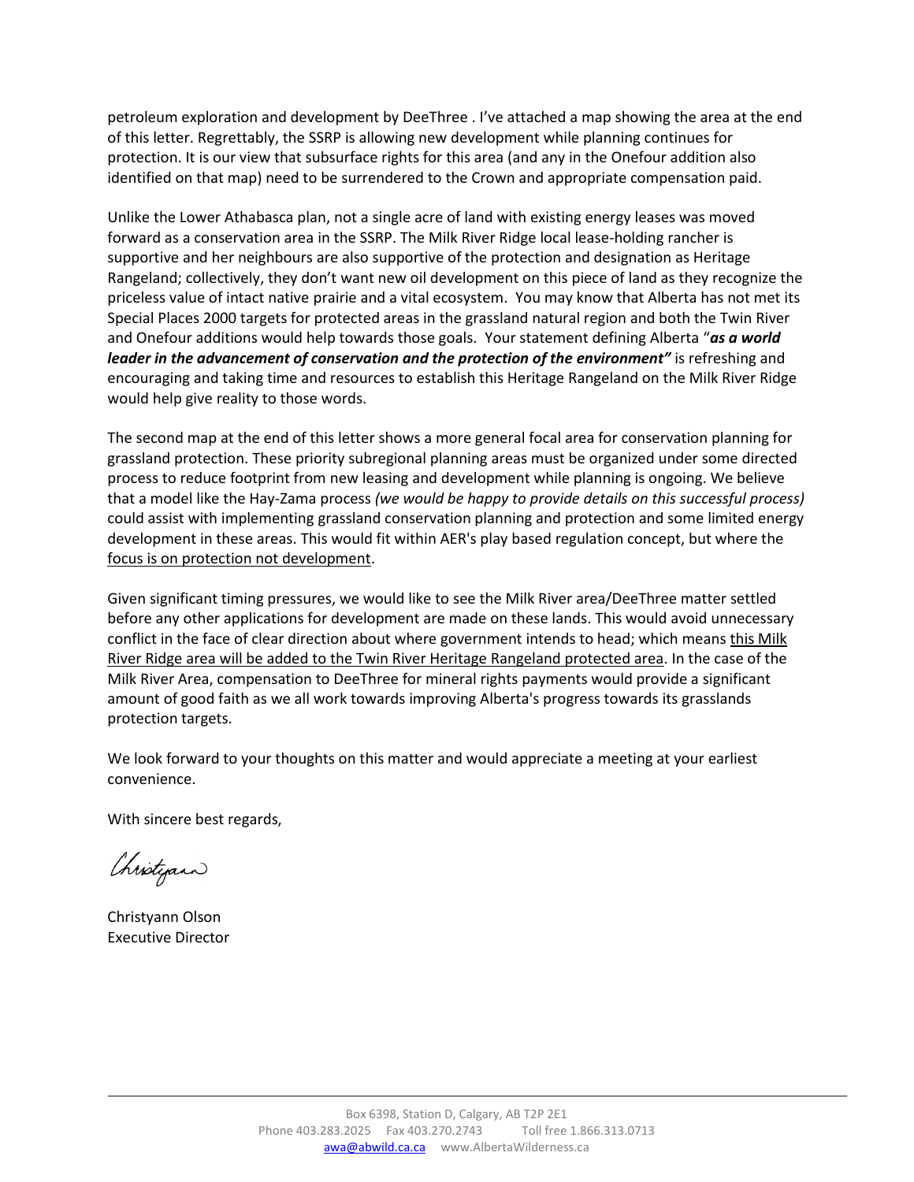petroleum exploration and development by DeeThree . I've attached a map showing the area at the end of this letter. Regrettably, the SSRP is allowing new development while planning continues for protection. It is our view that subsurface rights for this area (and any in the Onefour addition also identified on that map) need to be surrendered to the Crown and appropriate compensation paid.

Unlike the Lower Athabasca plan, not a single acre of land with existing energy leases was moved forward as a conservation area in the SSRP. The Milk River Ridge local lease-holding rancher is supportive and her neighbours are also supportive of the protection and designation as Heritage Rangeland; collectively, they don't want new oil development on this piece of land as they recognize the priceless value of intact native prairie and a vital ecosystem. You may know that Alberta has not met its Special Places 2000 targets for protected areas in the grassland natural region and both the Twin River and Onefour additions would help towards those goals. Your statement defining Alberta "***as a world leader in the advancement of conservation and the protection of the environment"*** is refreshing and encouraging and taking time and resources to establish this Heritage Rangeland on the Milk River Ridge would help give reality to those words.

The second map at the end of this letter shows a more general focal area for conservation planning for grassland protection. These priority subregional planning areas must be organized under some directed process to reduce footprint from new leasing and development while planning is ongoing. We believe that a model like the Hay-Zama process *(we would be happy to provide details on this successful process)* could assist with implementing grassland conservation planning and protection and some limited energy development in these areas. This would fit within AER's play based regulation concept, but where the <u>focus is on protection not development</u>.

Given significant timing pressures, we would like to see the Milk River area/DeeThree matter settled before any other applications for development are made on these lands. This would avoid unnecessary conflict in the face of clear direction about where government intends to head; which means <u>this Milk River Ridge area will be added to the Twin River Heritage Rangeland protected area</u>. In the case of the Milk River Area, compensation to DeeThree for mineral rights payments would provide a significant amount of good faith as we all work towards improving Alberta's progress towards its grasslands protection targets.

We look forward to your thoughts on this matter and would appreciate a meeting at your earliest convenience.

With sincere best regards,

Christyann

Christyann Olson
Executive Director

Box 6398, Station D, Calgary, AB T2P 2E1
Phone 403.283.2025 Fax 403.270.2743 Toll free 1.866.313.0713
awa@abwild.ca.ca www.AlbertaWilderness.ca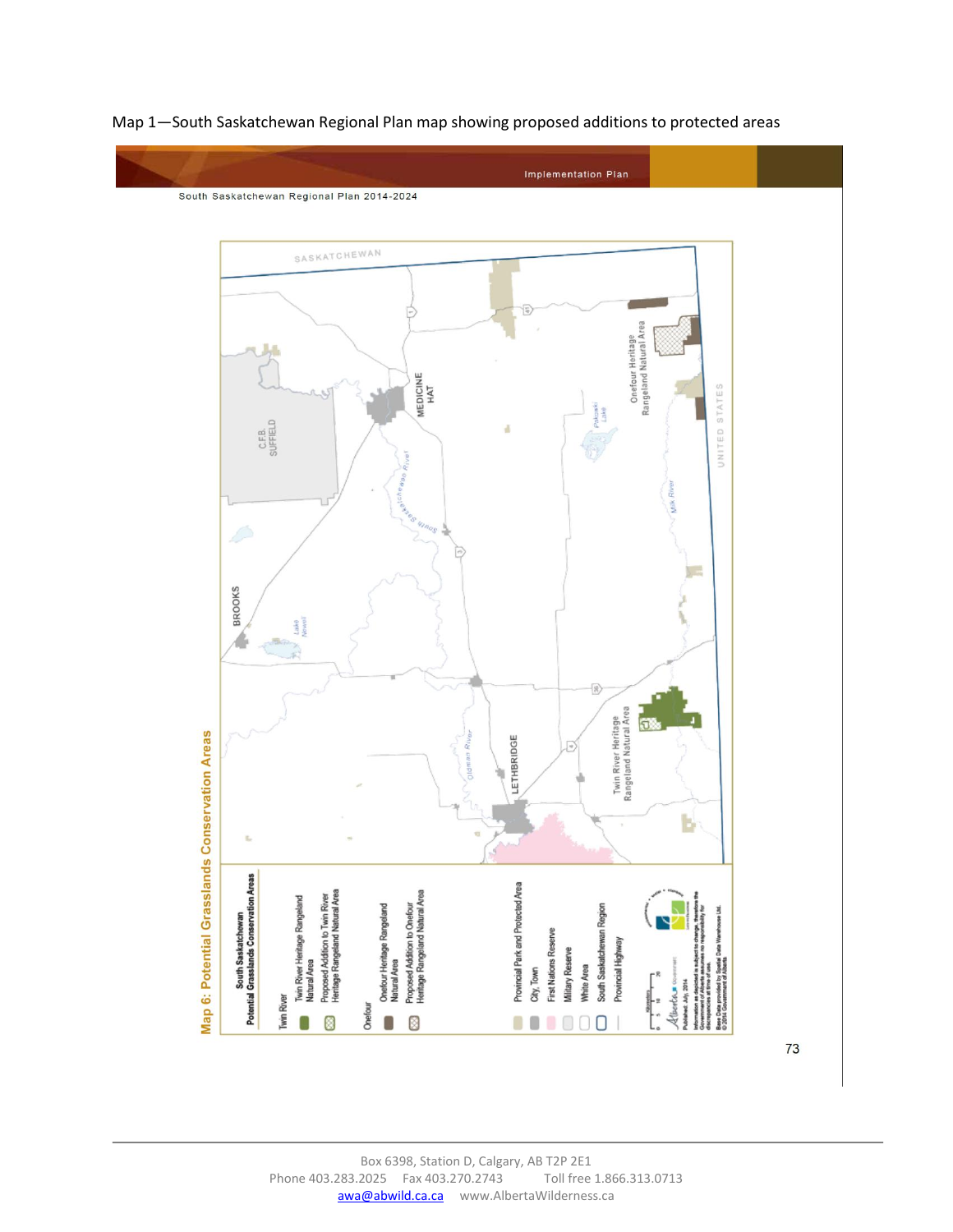Map 1—South Saskatchewan Regional Plan map showing proposed additions to protected areas

Implementation Plan

South Saskatchewan Regional Plan 2014-2024

## Map 6: Potential Grasslands Conservation Areas

**South Saskatchewan Potential Grasslands Conservation Areas**

Twin River
- Twin River Heritage Rangeland Natural Area
- Proposed Addition to Twin River Heritage Rangeland Natural Area

Onefour
- Onefour Heritage Rangeland Natural Area
- Proposed Addition to Onefour Heritage Rangeland Natural Area

- Provincial Park and Protected Area
- City, Town
- First Nations Reserve
- Military Reserve
- White Area
- South Saskatchewan Region
- Provincial Highway

Published: July, 2014

Information as depicted is subject to change, therefore the Government of Alberta assumes no responsibility for discrepancies at time of use.

Base Data provided by Spatial Data Warehouse Ltd.
© 2014 Government of Alberta

SASKATCHEWAN · UNITED STATES · MEDICINE HAT · C.F.B. SUFFIELD · BROOKS · Lake Newell · South Saskatchewan River · Pakowki Lake · Milk River · LETHBRIDGE · Oldman River · Onefour Heritage Rangeland Natural Area · Twin River Heritage Rangeland Natural Area

Box 6398, Station D, Calgary, AB T2P 2E1

Phone 403.283.2025 Fax 403.270.2743 Toll free 1.866.313.0713

awa@abwild.ca.ca www.AlbertaWilderness.ca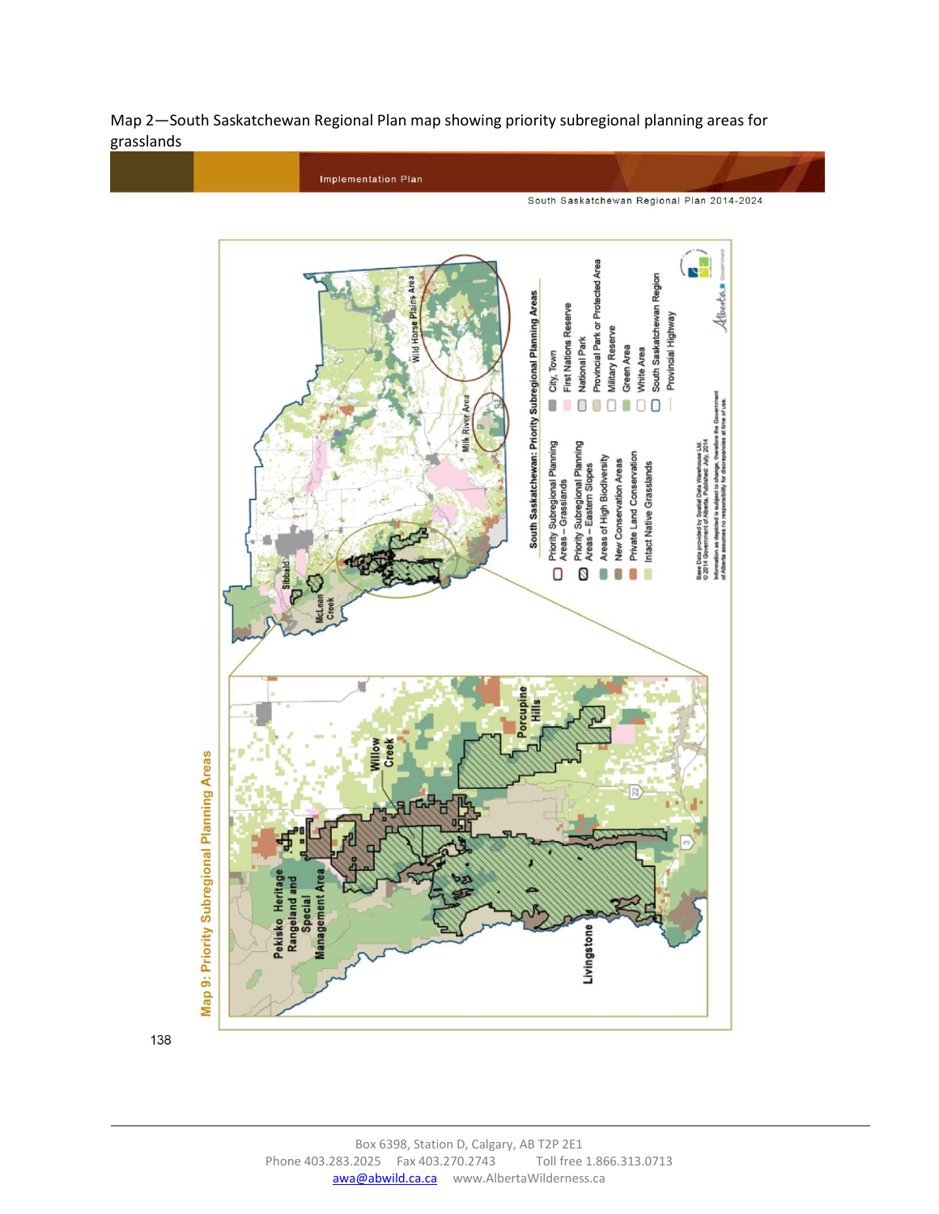Map 2—South Saskatchewan Regional Plan map showing priority subregional planning areas for grasslands

Implementation Plan

South Saskatchewan Regional Plan 2014-2024

Map 9: Priority Subregional Planning Areas

South Saskatchewan: Priority Subregional Planning Areas

Priority Subregional Planning Areas – Grasslands
Priority Subregional Planning Areas – Eastern Slopes
Areas of High Biodiversity
New Conservation Areas
Private Land Conservation
Intact Native Grasslands
City, Town
First Nations Reserve
National Park
Provincial Park or Protected Area
Military Reserve
Green Area
White Area
South Saskatchewan Region
Provincial Highway

Wild Horse Plains Area
Milk River Area
Sibbald
McLean Creek
Willow Creek
Porcupine Hills
Pekisko Heritage Rangeland and Special Management Area
Livingstone

Base Data provided by Spatial Data Warehouse Ltd.
© 2014 Government of Alberta. Published: July, 2014
Information as depicted is subject to change, therefore the Government of Alberta assumes no responsibility for discrepancies at time of use.

Box 6398, Station D, Calgary, AB T2P 2E1
Phone 403.283.2025 Fax 403.270.2743 Toll free 1.866.313.0713
awa@abwild.ca.ca www.AlbertaWilderness.ca